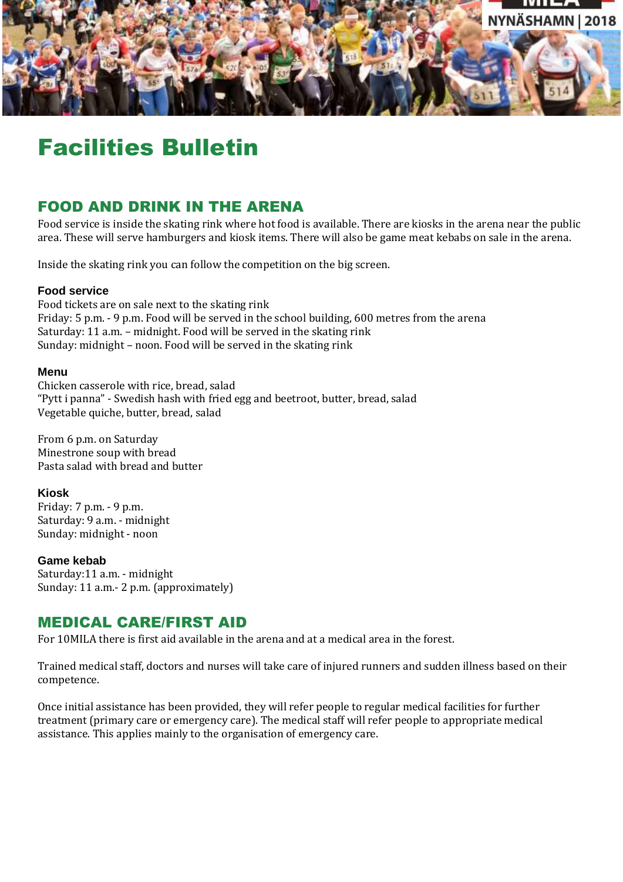# Facilities Bulletin

## FOOD AND DRINK IN THE ARENA

Food service is inside the skating rink where hot food is available. There are kiosks in the arena near the public area. These will serve hamburgers and kiosk items. There will also be game meat kebabs on sale in the arena.

Inside the skating rink you can follow the competition on the big screen.

### Food service

Food tickets are on sale next to the skating rink
Friday: 5 p.m. - 9 p.m. Food will be served in the school building, 600 metres from the arena
Saturday: 11 a.m. – midnight. Food will be served in the skating rink
Sunday: midnight – noon. Food will be served in the skating rink

### Menu

Chicken casserole with rice, bread, salad
"Pytt i panna" - Swedish hash with fried egg and beetroot, butter, bread, salad
Vegetable quiche, butter, bread, salad

From 6 p.m. on Saturday
Minestrone soup with bread
Pasta salad with bread and butter

### Kiosk

Friday: 7 p.m. - 9 p.m.
Saturday: 9 a.m. - midnight
Sunday: midnight - noon

### Game kebab

Saturday:11 a.m. - midnight
Sunday: 11 a.m.- 2 p.m. (approximately)

## MEDICAL CARE/FIRST AID

For 10MILA there is first aid available in the arena and at a medical area in the forest.

Trained medical staff, doctors and nurses will take care of injured runners and sudden illness based on their competence.

Once initial assistance has been provided, they will refer people to regular medical facilities for further treatment (primary care or emergency care). The medical staff will refer people to appropriate medical assistance. This applies mainly to the organisation of emergency care.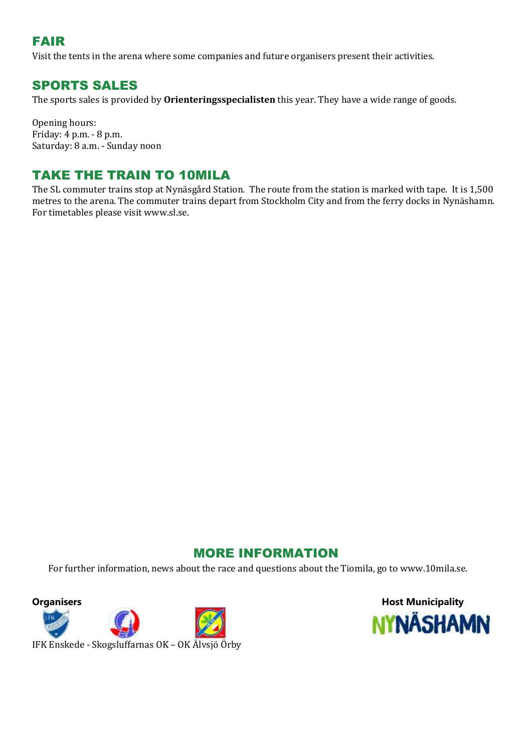## FAIR

Visit the tents in the arena where some companies and future organisers present their activities.

## SPORTS SALES

The sports sales is provided by **Orienteringsspecialisten** this year. They have a wide range of goods.

Opening hours:
Friday: 4 p.m. - 8 p.m.
Saturday: 8 a.m. - Sunday noon

## TAKE THE TRAIN TO 10MILA

The SL commuter trains stop at Nynäsgård Station. The route from the station is marked with tape. It is 1,500 metres to the arena. The commuter trains depart from Stockholm City and from the ferry docks in Nynäshamn. For timetables please visit www.sl.se.

## MORE INFORMATION

For further information, news about the race and questions about the Tiomila, go to www.10mila.se.

**Organisers**

IFK Enskede - Skogsluffarnas OK – OK Älvsjö Örby

**Host Municipality**

NYNÄSHAMN